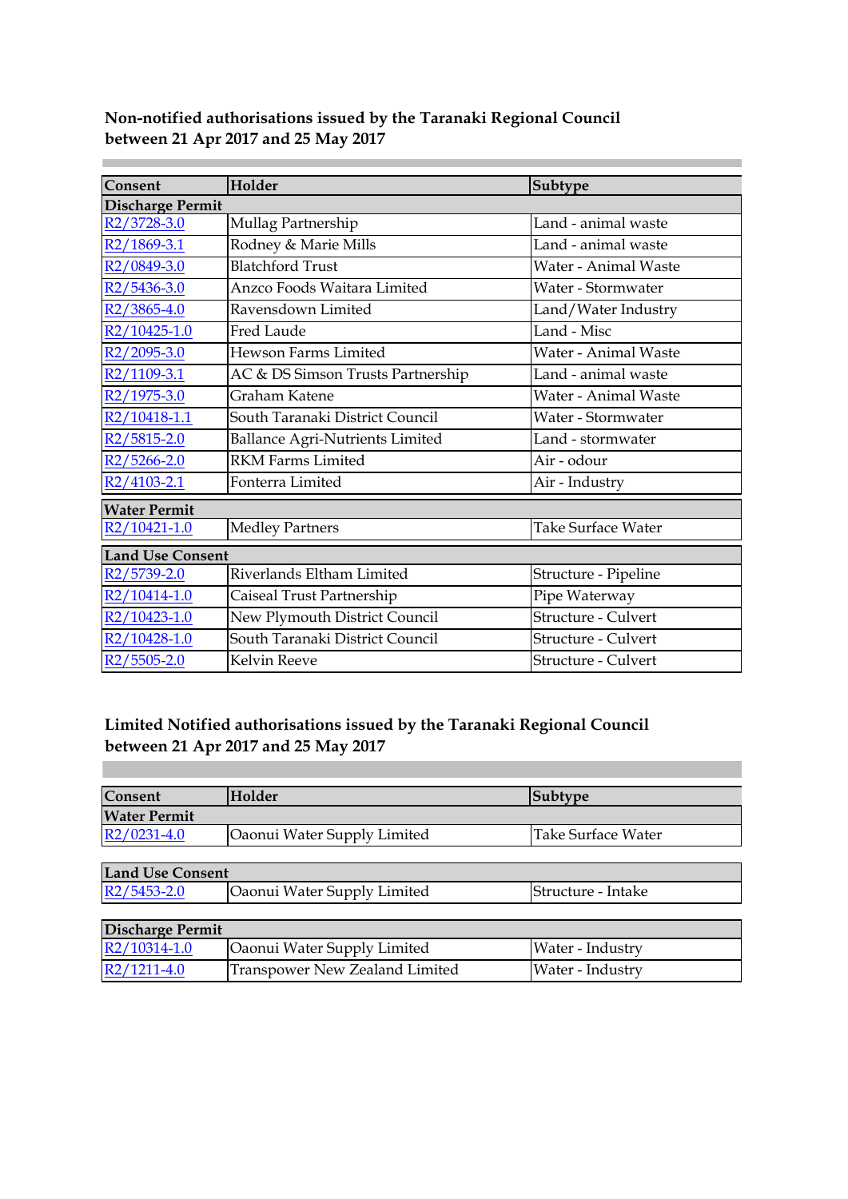## Non-notified authorisations issued by the Taranaki Regional Council between 21 Apr 2017 and 25 May 2017

| Consent | Holder | Subtype |
|---|---|---|
| **Discharge Permit** | | |
| R2/3728-3.0 | Mullag Partnership | Land - animal waste |
| R2/1869-3.1 | Rodney & Marie Mills | Land - animal waste |
| R2/0849-3.0 | Blatchford Trust | Water - Animal Waste |
| R2/5436-3.0 | Anzco Foods Waitara Limited | Water - Stormwater |
| R2/3865-4.0 | Ravensdown Limited | Land/Water Industry |
| R2/10425-1.0 | Fred Laude | Land - Misc |
| R2/2095-3.0 | Hewson Farms Limited | Water - Animal Waste |
| R2/1109-3.1 | AC & DS Simson Trusts Partnership | Land - animal waste |
| R2/1975-3.0 | Graham Katene | Water - Animal Waste |
| R2/10418-1.1 | South Taranaki District Council | Water - Stormwater |
| R2/5815-2.0 | Ballance Agri-Nutrients Limited | Land - stormwater |
| R2/5266-2.0 | RKM Farms Limited | Air - odour |
| R2/4103-2.1 | Fonterra Limited | Air - Industry |
| **Water Permit** | | |
| R2/10421-1.0 | Medley Partners | Take Surface Water |
| **Land Use Consent** | | |
| R2/5739-2.0 | Riverlands Eltham Limited | Structure - Pipeline |
| R2/10414-1.0 | Caiseal Trust Partnership | Pipe Waterway |
| R2/10423-1.0 | New Plymouth District Council | Structure - Culvert |
| R2/10428-1.0 | South Taranaki District Council | Structure - Culvert |
| R2/5505-2.0 | Kelvin Reeve | Structure - Culvert |

## Limited Notified authorisations issued by the Taranaki Regional Council between 21 Apr 2017 and 25 May 2017

| Consent | Holder | Subtype |
|---|---|---|
| **Water Permit** | | |
| R2/0231-4.0 | Oaonui Water Supply Limited | Take Surface Water |
| **Land Use Consent** | | |
| R2/5453-2.0 | Oaonui Water Supply Limited | Structure - Intake |
| **Discharge Permit** | | |
| R2/10314-1.0 | Oaonui Water Supply Limited | Water - Industry |
| R2/1211-4.0 | Transpower New Zealand Limited | Water - Industry |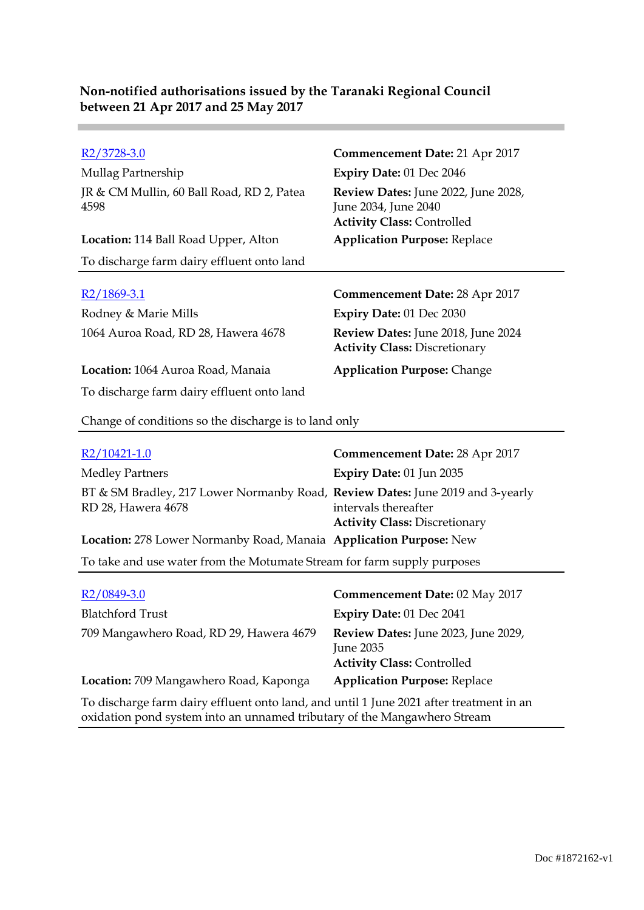**Non-notified authorisations issued by the Taranaki Regional Council between 21 Apr 2017 and 25 May 2017**

---

[R2/3728-3.0]

Mullag Partnership

JR & CM Mullin, 60 Ball Road, RD 2, Patea 4598

**Location:** 114 Ball Road Upper, Alton

To discharge farm dairy effluent onto land

**Commencement Date:** 21 Apr 2017
**Expiry Date:** 01 Dec 2046
**Review Dates:** June 2022, June 2028, June 2034, June 2040
**Activity Class:** Controlled
**Application Purpose:** Replace

---

[R2/1869-3.1]

Rodney & Marie Mills

1064 Auroa Road, RD 28, Hawera 4678

**Location:** 1064 Auroa Road, Manaia

To discharge farm dairy effluent onto land

**Commencement Date:** 28 Apr 2017
**Expiry Date:** 01 Dec 2030
**Review Dates:** June 2018, June 2024
**Activity Class:** Discretionary
**Application Purpose:** Change

Change of conditions so the discharge is to land only

---

[R2/10421-1.0]

Medley Partners

BT & SM Bradley, 217 Lower Normanby Road, RD 28, Hawera 4678

**Location:** 278 Lower Normanby Road, Manaia

To take and use water from the Motumate Stream for farm supply purposes

**Commencement Date:** 28 Apr 2017
**Expiry Date:** 01 Jun 2035
**Review Dates:** June 2019 and 3-yearly intervals thereafter
**Activity Class:** Discretionary
**Application Purpose:** New

---

[R2/0849-3.0]

Blatchford Trust

709 Mangawhero Road, RD 29, Hawera 4679

**Location:** 709 Mangawhero Road, Kaponga

To discharge farm dairy effluent onto land, and until 1 June 2021 after treatment in an oxidation pond system into an unnamed tributary of the Mangawhero Stream

**Commencement Date:** 02 May 2017
**Expiry Date:** 01 Dec 2041
**Review Dates:** June 2023, June 2029, June 2035
**Activity Class:** Controlled
**Application Purpose:** Replace

---

Doc #1872162-v1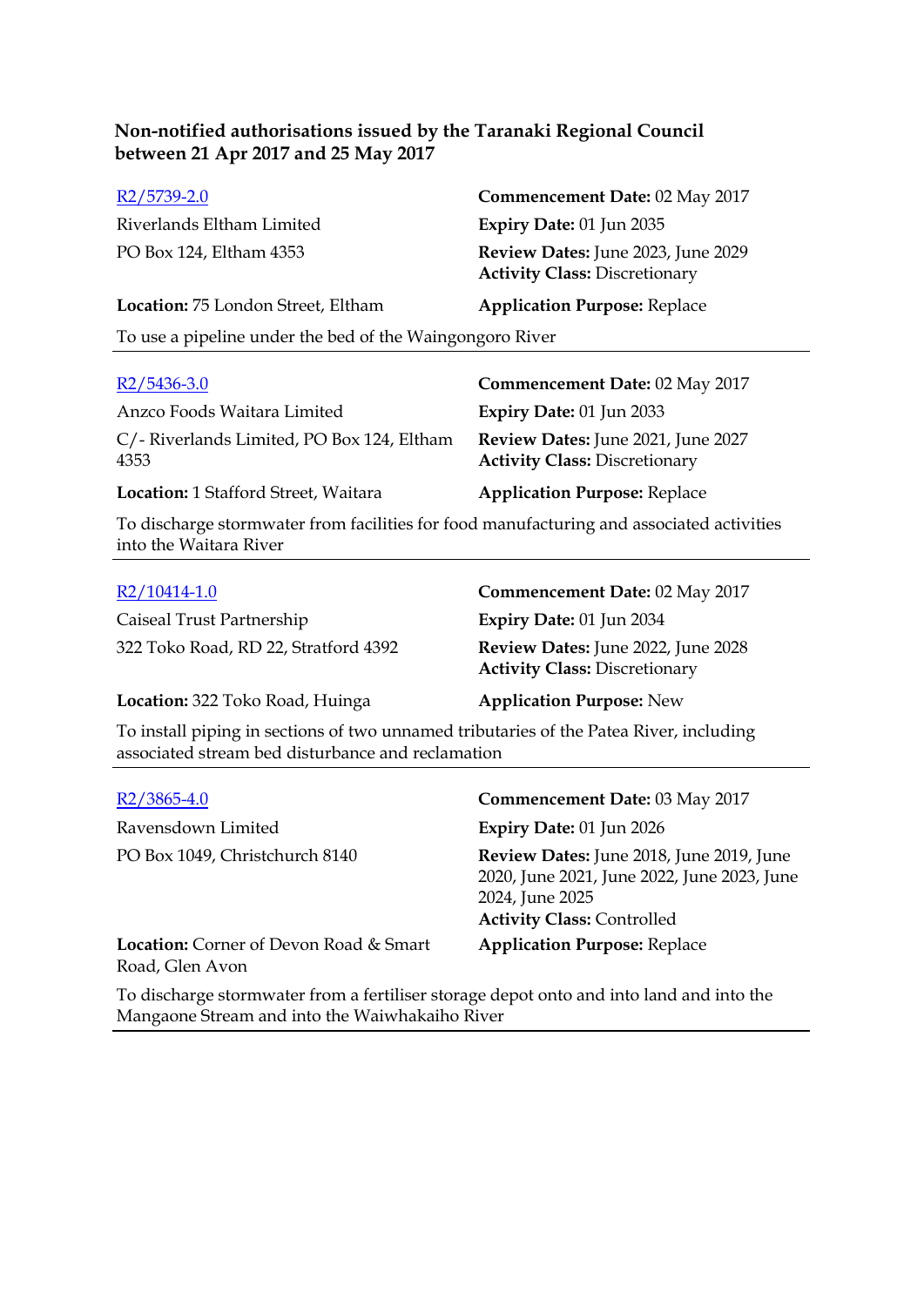**Non-notified authorisations issued by the Taranaki Regional Council between 21 Apr 2017 and 25 May 2017**

[R2/5739-2.0](R2/5739-2.0)

Riverlands Eltham Limited

PO Box 124, Eltham 4353

**Location:** 75 London Street, Eltham

**Commencement Date:** 02 May 2017

**Expiry Date:** 01 Jun 2035

**Review Dates:** June 2023, June 2029

**Activity Class:** Discretionary

**Application Purpose:** Replace

To use a pipeline under the bed of the Waingongoro River

---

[R2/5436-3.0](R2/5436-3.0)

Anzco Foods Waitara Limited

C/- Riverlands Limited, PO Box 124, Eltham 4353

**Location:** 1 Stafford Street, Waitara

**Commencement Date:** 02 May 2017

**Expiry Date:** 01 Jun 2033

**Review Dates:** June 2021, June 2027

**Activity Class:** Discretionary

**Application Purpose:** Replace

To discharge stormwater from facilities for food manufacturing and associated activities into the Waitara River

---

[R2/10414-1.0](R2/10414-1.0)

Caiseal Trust Partnership

322 Toko Road, RD 22, Stratford 4392

**Location:** 322 Toko Road, Huinga

**Commencement Date:** 02 May 2017

**Expiry Date:** 01 Jun 2034

**Review Dates:** June 2022, June 2028

**Activity Class:** Discretionary

**Application Purpose:** New

To install piping in sections of two unnamed tributaries of the Patea River, including associated stream bed disturbance and reclamation

---

[R2/3865-4.0](R2/3865-4.0)

Ravensdown Limited

PO Box 1049, Christchurch 8140

**Location:** Corner of Devon Road & Smart Road, Glen Avon

**Commencement Date:** 03 May 2017

**Expiry Date:** 01 Jun 2026

**Review Dates:** June 2018, June 2019, June 2020, June 2021, June 2022, June 2023, June 2024, June 2025

**Activity Class:** Controlled

**Application Purpose:** Replace

To discharge stormwater from a fertiliser storage depot onto and into land and into the Mangaone Stream and into the Waiwhakaiho River

---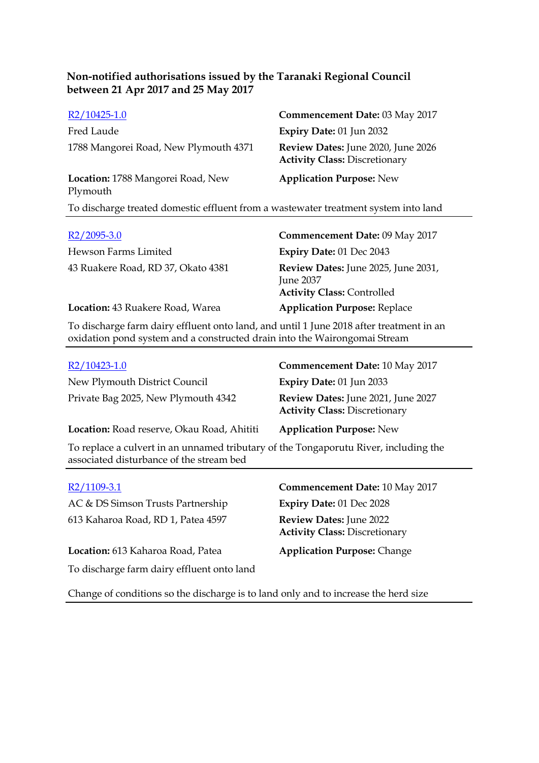**Non-notified authorisations issued by the Taranaki Regional Council between 21 Apr 2017 and 25 May 2017**

R2/10425-1.0
Fred Laude
1788 Mangorei Road, New Plymouth 4371

**Commencement Date:** 03 May 2017
**Expiry Date:** 01 Jun 2032
**Review Dates:** June 2020, June 2026
**Activity Class:** Discretionary

**Location:** 1788 Mangorei Road, New Plymouth
**Application Purpose:** New

To discharge treated domestic effluent from a wastewater treatment system into land

---

R2/2095-3.0
Hewson Farms Limited
43 Ruakere Road, RD 37, Okato 4381

**Commencement Date:** 09 May 2017
**Expiry Date:** 01 Dec 2043
**Review Dates:** June 2025, June 2031, June 2037
**Activity Class:** Controlled

**Location:** 43 Ruakere Road, Warea
**Application Purpose:** Replace

To discharge farm dairy effluent onto land, and until 1 June 2018 after treatment in an oxidation pond system and a constructed drain into the Wairongomai Stream

---

R2/10423-1.0
New Plymouth District Council
Private Bag 2025, New Plymouth 4342

**Commencement Date:** 10 May 2017
**Expiry Date:** 01 Jun 2033
**Review Dates:** June 2021, June 2027
**Activity Class:** Discretionary

**Location:** Road reserve, Okau Road, Ahititi
**Application Purpose:** New

To replace a culvert in an unnamed tributary of the Tongaporutu River, including the associated disturbance of the stream bed

---

R2/1109-3.1
AC & DS Simson Trusts Partnership
613 Kaharoa Road, RD 1, Patea 4597

**Commencement Date:** 10 May 2017
**Expiry Date:** 01 Dec 2028
**Review Dates:** June 2022
**Activity Class:** Discretionary

**Location:** 613 Kaharoa Road, Patea
**Application Purpose:** Change

To discharge farm dairy effluent onto land

Change of conditions so the discharge is to land only and to increase the herd size

---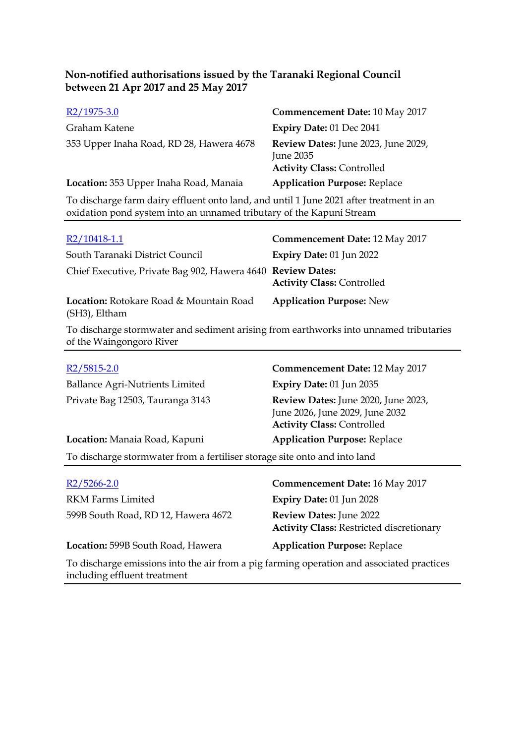**Non-notified authorisations issued by the Taranaki Regional Council between 21 Apr 2017 and 25 May 2017**

R2/1975-3.0
Graham Katene
353 Upper Inaha Road, RD 28, Hawera 4678
**Location:** 353 Upper Inaha Road, Manaia

**Commencement Date:** 10 May 2017
**Expiry Date:** 01 Dec 2041
**Review Dates:** June 2023, June 2029, June 2035
**Activity Class:** Controlled
**Application Purpose:** Replace

To discharge farm dairy effluent onto land, and until 1 June 2021 after treatment in an oxidation pond system into an unnamed tributary of the Kapuni Stream

---

R2/10418-1.1
South Taranaki District Council
Chief Executive, Private Bag 902, Hawera 4640
**Location:** Rotokare Road & Mountain Road (SH3), Eltham

**Commencement Date:** 12 May 2017
**Expiry Date:** 01 Jun 2022
**Review Dates:**
**Activity Class:** Controlled
**Application Purpose:** New

To discharge stormwater and sediment arising from earthworks into unnamed tributaries of the Waingongoro River

---

R2/5815-2.0
Ballance Agri-Nutrients Limited
Private Bag 12503, Tauranga 3143
**Location:** Manaia Road, Kapuni

**Commencement Date:** 12 May 2017
**Expiry Date:** 01 Jun 2035
**Review Dates:** June 2020, June 2023, June 2026, June 2029, June 2032
**Activity Class:** Controlled
**Application Purpose:** Replace

To discharge stormwater from a fertiliser storage site onto and into land

---

R2/5266-2.0
RKM Farms Limited
599B South Road, RD 12, Hawera 4672
**Location:** 599B South Road, Hawera

**Commencement Date:** 16 May 2017
**Expiry Date:** 01 Jun 2028
**Review Dates:** June 2022
**Activity Class:** Restricted discretionary
**Application Purpose:** Replace

To discharge emissions into the air from a pig farming operation and associated practices including effluent treatment

---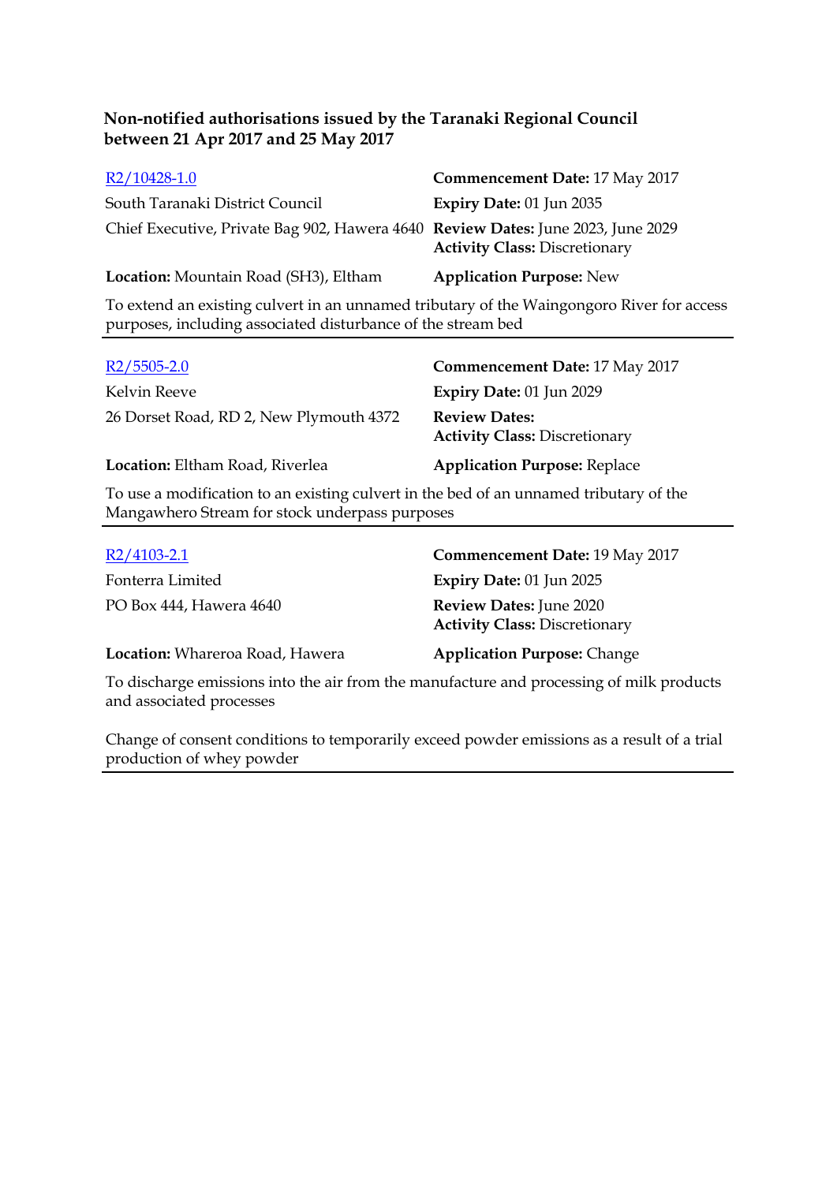**Non-notified authorisations issued by the Taranaki Regional Council between 21 Apr 2017 and 25 May 2017**

| | |
|---|---|
| R2/10428-1.0 | **Commencement Date:** 17 May 2017 |
| South Taranaki District Council | **Expiry Date:** 01 Jun 2035 |
| Chief Executive, Private Bag 902, Hawera 4640 | **Review Dates:** June 2023, June 2029<br>**Activity Class:** Discretionary |
| **Location:** Mountain Road (SH3), Eltham | **Application Purpose:** New |

To extend an existing culvert in an unnamed tributary of the Waingongoro River for access purposes, including associated disturbance of the stream bed

---

| | |
|---|---|
| R2/5505-2.0 | **Commencement Date:** 17 May 2017 |
| Kelvin Reeve | **Expiry Date:** 01 Jun 2029 |
| 26 Dorset Road, RD 2, New Plymouth 4372 | **Review Dates:**<br>**Activity Class:** Discretionary |
| **Location:** Eltham Road, Riverlea | **Application Purpose:** Replace |

To use a modification to an existing culvert in the bed of an unnamed tributary of the Mangawhero Stream for stock underpass purposes

---

| | |
|---|---|
| R2/4103-2.1 | **Commencement Date:** 19 May 2017 |
| Fonterra Limited | **Expiry Date:** 01 Jun 2025 |
| PO Box 444, Hawera 4640 | **Review Dates:** June 2020<br>**Activity Class:** Discretionary |
| **Location:** Whareroa Road, Hawera | **Application Purpose:** Change |

To discharge emissions into the air from the manufacture and processing of milk products and associated processes

Change of consent conditions to temporarily exceed powder emissions as a result of a trial production of whey powder

---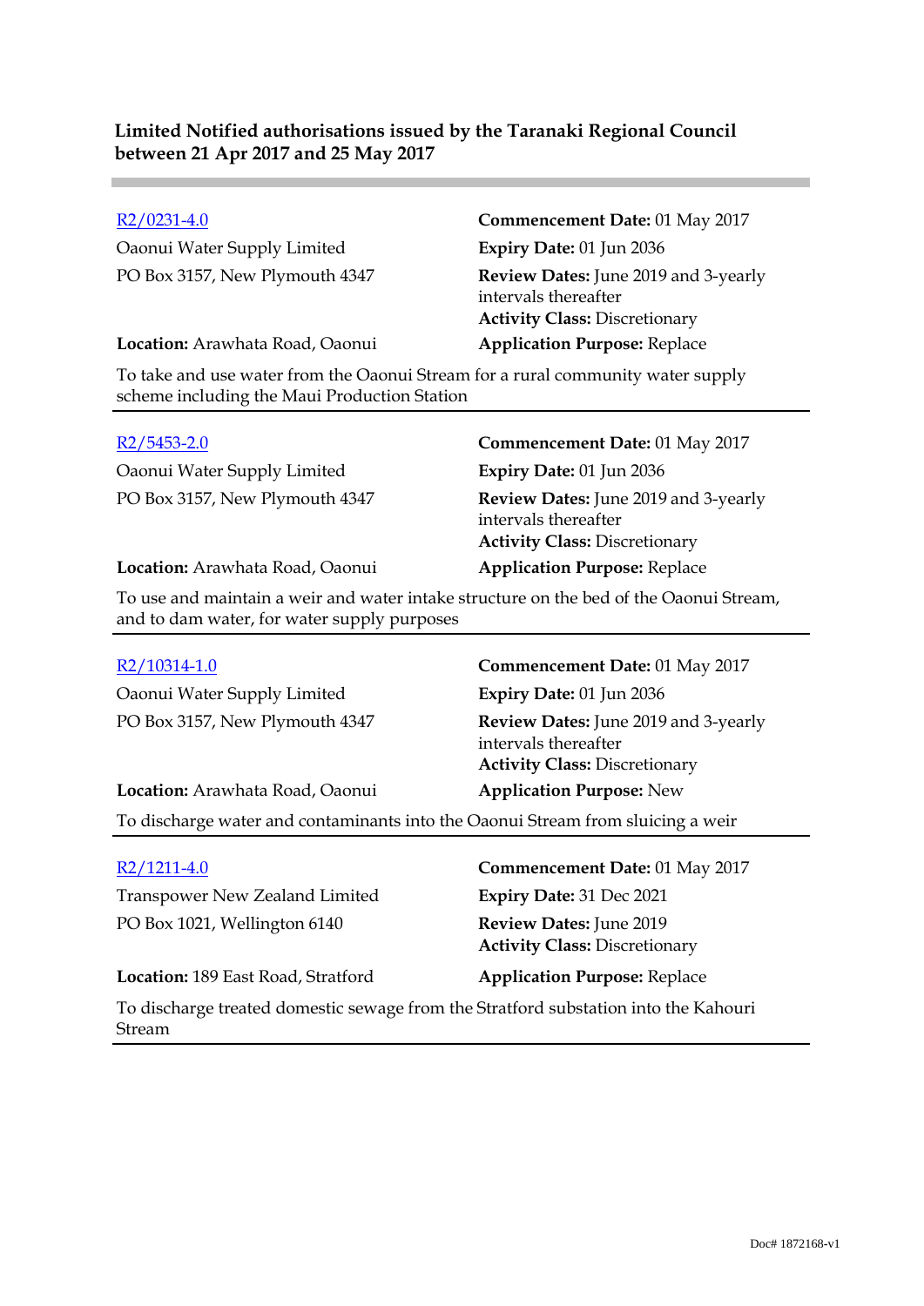**Limited Notified authorisations issued by the Taranaki Regional Council between 21 Apr 2017 and 25 May 2017**

---

[R2/0231-4.0](R2/0231-4.0)
Oaonui Water Supply Limited
PO Box 3157, New Plymouth 4347

**Commencement Date:** 01 May 2017
**Expiry Date:** 01 Jun 2036
**Review Dates:** June 2019 and 3-yearly intervals thereafter
**Activity Class:** Discretionary

**Location:** Arawhata Road, Oaonui
**Application Purpose:** Replace

To take and use water from the Oaonui Stream for a rural community water supply scheme including the Maui Production Station

---

[R2/5453-2.0](R2/5453-2.0)
Oaonui Water Supply Limited
PO Box 3157, New Plymouth 4347

**Commencement Date:** 01 May 2017
**Expiry Date:** 01 Jun 2036
**Review Dates:** June 2019 and 3-yearly intervals thereafter
**Activity Class:** Discretionary

**Location:** Arawhata Road, Oaonui
**Application Purpose:** Replace

To use and maintain a weir and water intake structure on the bed of the Oaonui Stream, and to dam water, for water supply purposes

---

[R2/10314-1.0](R2/10314-1.0)
Oaonui Water Supply Limited
PO Box 3157, New Plymouth 4347

**Commencement Date:** 01 May 2017
**Expiry Date:** 01 Jun 2036
**Review Dates:** June 2019 and 3-yearly intervals thereafter
**Activity Class:** Discretionary

**Location:** Arawhata Road, Oaonui
**Application Purpose:** New

To discharge water and contaminants into the Oaonui Stream from sluicing a weir

---

[R2/1211-4.0](R2/1211-4.0)
Transpower New Zealand Limited
PO Box 1021, Wellington 6140

**Commencement Date:** 01 May 2017
**Expiry Date:** 31 Dec 2021
**Review Dates:** June 2019
**Activity Class:** Discretionary

**Location:** 189 East Road, Stratford
**Application Purpose:** Replace

To discharge treated domestic sewage from the Stratford substation into the Kahouri Stream

---

Doc# 1872168-v1